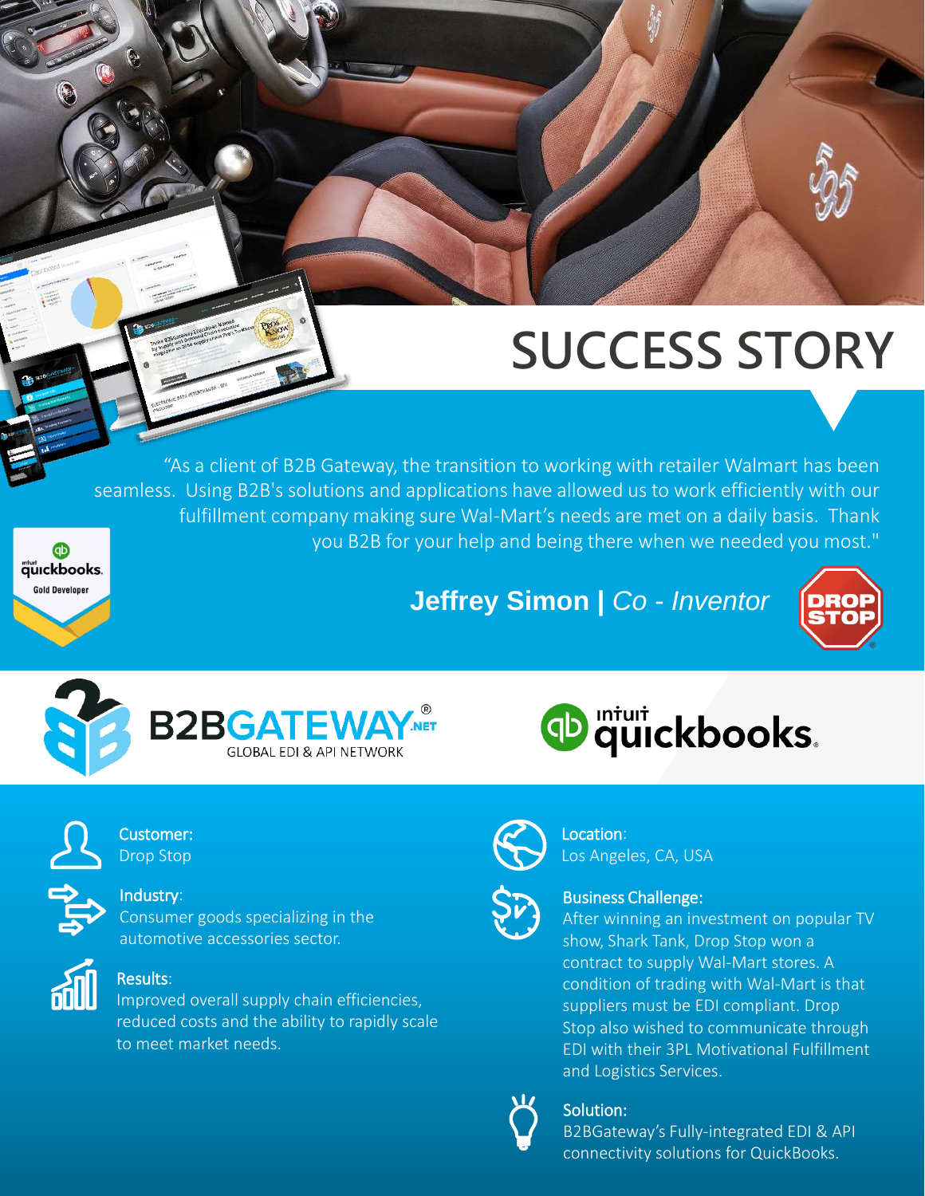# SUCCESS STORY

"As a client of B2B Gateway, the transition to working with retailer Walmart has been seamless. Using B2B's solutions and applications have allowed us to work efficiently with our fulfillment company making sure Wal-Mart's needs are met on a daily basis. Thank you B2B for your help and being there when we needed you most."

**Jeffrey Simon |** *Co - Inventor*

**Customer:**
Drop Stop

**Industry:**
Consumer goods specializing in the automotive accessories sector.

**Results:**
Improved overall supply chain efficiencies, reduced costs and the ability to rapidly scale to meet market needs.

**Location:**
Los Angeles, CA, USA

**Business Challenge:**
After winning an investment on popular TV show, Shark Tank, Drop Stop won a contract to supply Wal-Mart stores. A condition of trading with Wal-Mart is that suppliers must be EDI compliant. Drop Stop also wished to communicate through EDI with their 3PL Motivational Fulfillment and Logistics Services.

**Solution:**
B2BGateway's Fully-integrated EDI & API connectivity solutions for QuickBooks.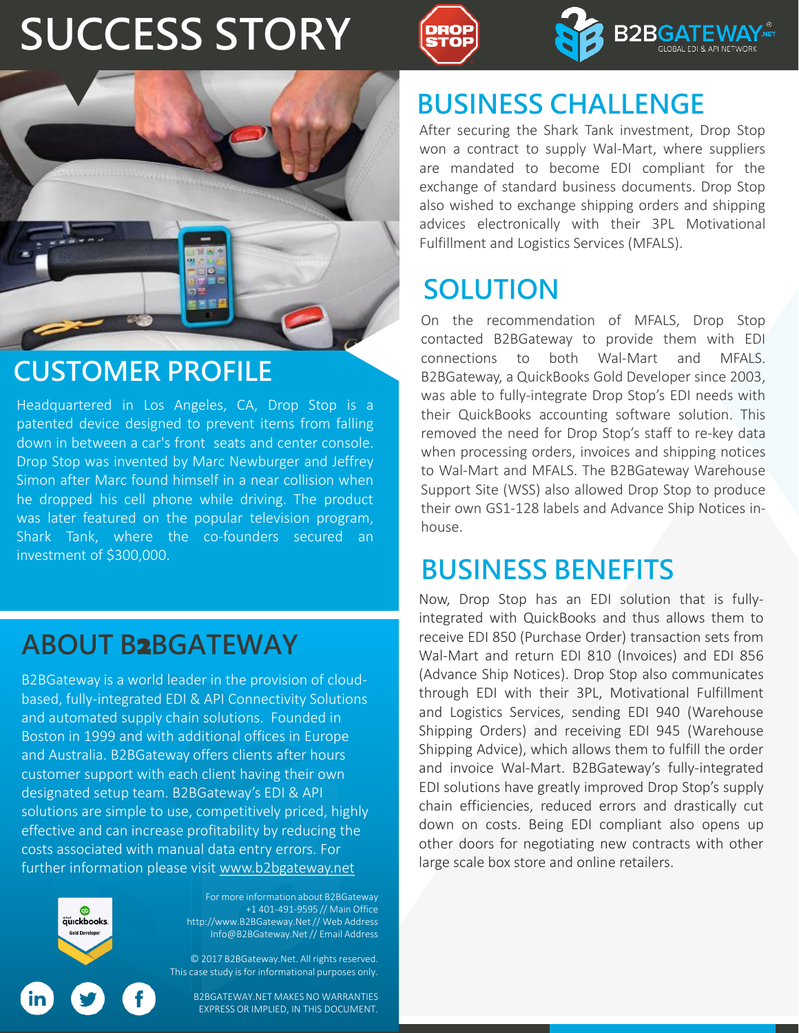# SUCCESS STORY

## CUSTOMER PROFILE

Headquartered in Los Angeles, CA, Drop Stop is a patented device designed to prevent items from falling down in between a car's front seats and center console. Drop Stop was invented by Marc Newburger and Jeffrey Simon after Marc found himself in a near collision when he dropped his cell phone while driving. The product was later featured on the popular television program, Shark Tank, where the co-founders secured an investment of $300,000.

## ABOUT B2BGATEWAY

B2BGateway is a world leader in the provision of cloud-based, fully-integrated EDI & API Connectivity Solutions and automated supply chain solutions. Founded in Boston in 1999 and with additional offices in Europe and Australia. B2BGateway offers clients after hours customer support with each client having their own designated setup team. B2BGateway's EDI & API solutions are simple to use, competitively priced, highly effective and can increase profitability by reducing the costs associated with manual data entry errors. For further information please visit www.b2bgateway.net

For more information about B2BGateway
+1 401-491-9595 // Main Office
http://www.B2BGateway.Net // Web Address
Info@B2BGateway.Net // Email Address

© 2017 B2BGateway.Net. All rights reserved.
This case study is for informational purposes only.

B2BGATEWAY.NET MAKES NO WARRANTIES EXPRESS OR IMPLIED, IN THIS DOCUMENT.

## BUSINESS CHALLENGE

After securing the Shark Tank investment, Drop Stop won a contract to supply Wal-Mart, where suppliers are mandated to become EDI compliant for the exchange of standard business documents. Drop Stop also wished to exchange shipping orders and shipping advices electronically with their 3PL Motivational Fulfillment and Logistics Services (MFALS).

## SOLUTION

On the recommendation of MFALS, Drop Stop contacted B2BGateway to provide them with EDI connections to both Wal-Mart and MFALS. B2BGateway, a QuickBooks Gold Developer since 2003, was able to fully-integrate Drop Stop's EDI needs with their QuickBooks accounting software solution. This removed the need for Drop Stop's staff to re-key data when processing orders, invoices and shipping notices to Wal-Mart and MFALS. The B2BGateway Warehouse Support Site (WSS) also allowed Drop Stop to produce their own GS1-128 labels and Advance Ship Notices in-house.

## BUSINESS BENEFITS

Now, Drop Stop has an EDI solution that is fully-integrated with QuickBooks and thus allows them to receive EDI 850 (Purchase Order) transaction sets from Wal-Mart and return EDI 810 (Invoices) and EDI 856 (Advance Ship Notices). Drop Stop also communicates through EDI with their 3PL, Motivational Fulfillment and Logistics Services, sending EDI 940 (Warehouse Shipping Orders) and receiving EDI 945 (Warehouse Shipping Advice), which allows them to fulfill the order and invoice Wal-Mart. B2BGateway's fully-integrated EDI solutions have greatly improved Drop Stop's supply chain efficiencies, reduced errors and drastically cut down on costs. Being EDI compliant also opens up other doors for negotiating new contracts with other large scale box store and online retailers.